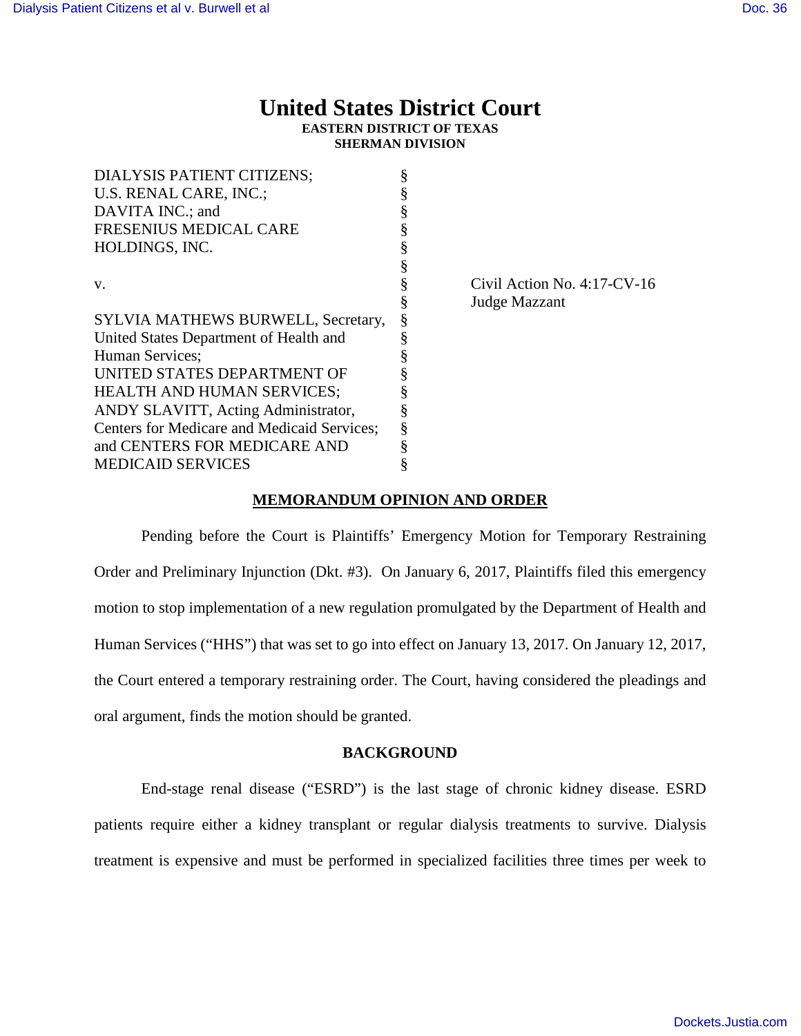# United States District Court

**EASTERN DISTRICT OF TEXAS**
**SHERMAN DIVISION**

| | | |
|---|---|---|
| DIALYSIS PATIENT CITIZENS; | § | |
| U.S. RENAL CARE, INC.; | § | |
| DAVITA INC.; and | § | |
| FRESENIUS MEDICAL CARE | § | |
| HOLDINGS, INC. | § | |
| | § | |
| v. | § | Civil Action No. 4:17-CV-16 |
| | § | Judge Mazzant |
| SYLVIA MATHEWS BURWELL, Secretary, | § | |
| United States Department of Health and | § | |
| Human Services; | § | |
| UNITED STATES DEPARTMENT OF | § | |
| HEALTH AND HUMAN SERVICES; | § | |
| ANDY SLAVITT, Acting Administrator, | § | |
| Centers for Medicare and Medicaid Services; | § | |
| and CENTERS FOR MEDICARE AND | § | |
| MEDICAID SERVICES | § | |

## MEMORANDUM OPINION AND ORDER

Pending before the Court is Plaintiffs' Emergency Motion for Temporary Restraining Order and Preliminary Injunction (Dkt. #3). On January 6, 2017, Plaintiffs filed this emergency motion to stop implementation of a new regulation promulgated by the Department of Health and Human Services ("HHS") that was set to go into effect on January 13, 2017. On January 12, 2017, the Court entered a temporary restraining order. The Court, having considered the pleadings and oral argument, finds the motion should be granted.

## BACKGROUND

End-stage renal disease ("ESRD") is the last stage of chronic kidney disease. ESRD patients require either a kidney transplant or regular dialysis treatments to survive. Dialysis treatment is expensive and must be performed in specialized facilities three times per week to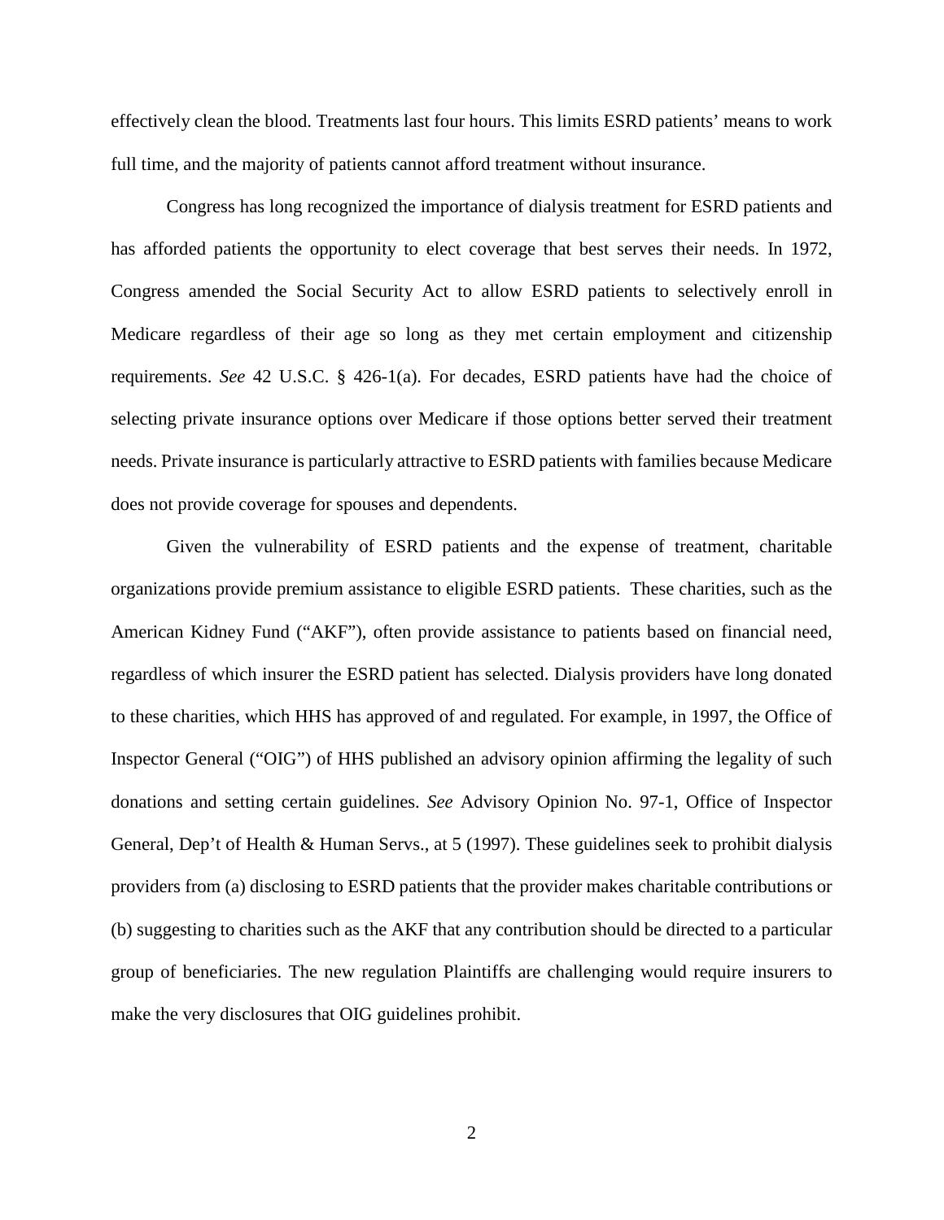effectively clean the blood. Treatments last four hours. This limits ESRD patients' means to work full time, and the majority of patients cannot afford treatment without insurance.

Congress has long recognized the importance of dialysis treatment for ESRD patients and has afforded patients the opportunity to elect coverage that best serves their needs. In 1972, Congress amended the Social Security Act to allow ESRD patients to selectively enroll in Medicare regardless of their age so long as they met certain employment and citizenship requirements. *See* 42 U.S.C. § 426-1(a). For decades, ESRD patients have had the choice of selecting private insurance options over Medicare if those options better served their treatment needs. Private insurance is particularly attractive to ESRD patients with families because Medicare does not provide coverage for spouses and dependents.

Given the vulnerability of ESRD patients and the expense of treatment, charitable organizations provide premium assistance to eligible ESRD patients. These charities, such as the American Kidney Fund ("AKF"), often provide assistance to patients based on financial need, regardless of which insurer the ESRD patient has selected. Dialysis providers have long donated to these charities, which HHS has approved of and regulated. For example, in 1997, the Office of Inspector General ("OIG") of HHS published an advisory opinion affirming the legality of such donations and setting certain guidelines. *See* Advisory Opinion No. 97-1, Office of Inspector General, Dep't of Health & Human Servs., at 5 (1997). These guidelines seek to prohibit dialysis providers from (a) disclosing to ESRD patients that the provider makes charitable contributions or (b) suggesting to charities such as the AKF that any contribution should be directed to a particular group of beneficiaries. The new regulation Plaintiffs are challenging would require insurers to make the very disclosures that OIG guidelines prohibit.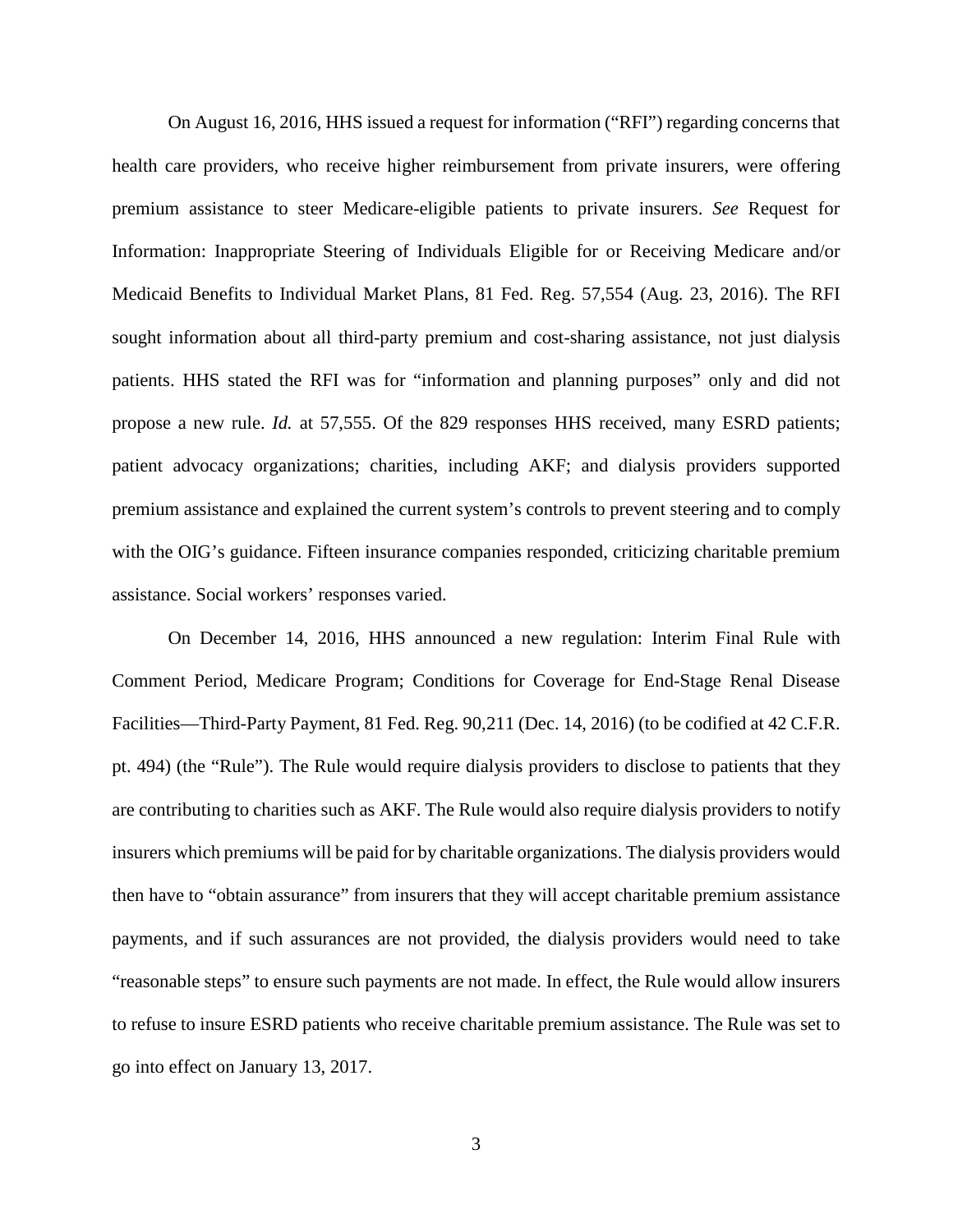On August 16, 2016, HHS issued a request for information ("RFI") regarding concerns that health care providers, who receive higher reimbursement from private insurers, were offering premium assistance to steer Medicare-eligible patients to private insurers. *See* Request for Information: Inappropriate Steering of Individuals Eligible for or Receiving Medicare and/or Medicaid Benefits to Individual Market Plans, 81 Fed. Reg. 57,554 (Aug. 23, 2016). The RFI sought information about all third-party premium and cost-sharing assistance, not just dialysis patients. HHS stated the RFI was for "information and planning purposes" only and did not propose a new rule. *Id.* at 57,555. Of the 829 responses HHS received, many ESRD patients; patient advocacy organizations; charities, including AKF; and dialysis providers supported premium assistance and explained the current system's controls to prevent steering and to comply with the OIG's guidance. Fifteen insurance companies responded, criticizing charitable premium assistance. Social workers' responses varied.

On December 14, 2016, HHS announced a new regulation: Interim Final Rule with Comment Period, Medicare Program; Conditions for Coverage for End-Stage Renal Disease Facilities—Third-Party Payment, 81 Fed. Reg. 90,211 (Dec. 14, 2016) (to be codified at 42 C.F.R. pt. 494) (the "Rule"). The Rule would require dialysis providers to disclose to patients that they are contributing to charities such as AKF. The Rule would also require dialysis providers to notify insurers which premiums will be paid for by charitable organizations. The dialysis providers would then have to "obtain assurance" from insurers that they will accept charitable premium assistance payments, and if such assurances are not provided, the dialysis providers would need to take "reasonable steps" to ensure such payments are not made. In effect, the Rule would allow insurers to refuse to insure ESRD patients who receive charitable premium assistance. The Rule was set to go into effect on January 13, 2017.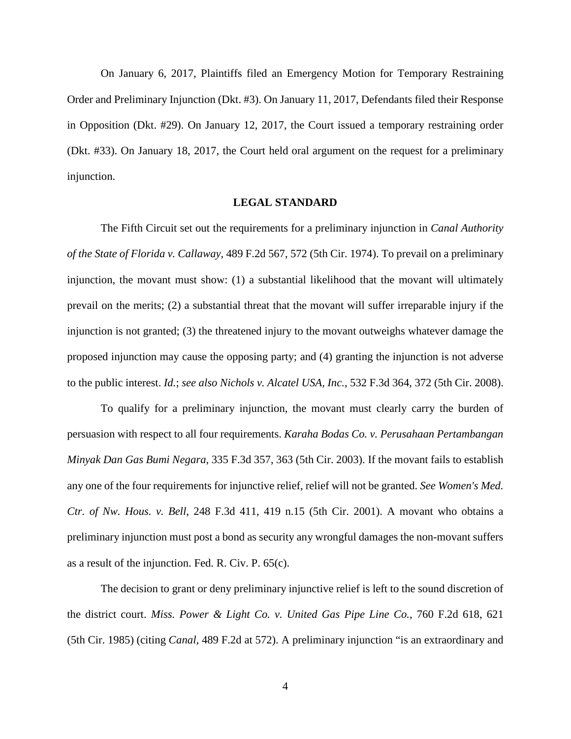On January 6, 2017, Plaintiffs filed an Emergency Motion for Temporary Restraining Order and Preliminary Injunction (Dkt. #3). On January 11, 2017, Defendants filed their Response in Opposition (Dkt. #29). On January 12, 2017, the Court issued a temporary restraining order (Dkt. #33). On January 18, 2017, the Court held oral argument on the request for a preliminary injunction.

## LEGAL STANDARD

The Fifth Circuit set out the requirements for a preliminary injunction in *Canal Authority of the State of Florida v. Callaway*, 489 F.2d 567, 572 (5th Cir. 1974). To prevail on a preliminary injunction, the movant must show: (1) a substantial likelihood that the movant will ultimately prevail on the merits; (2) a substantial threat that the movant will suffer irreparable injury if the injunction is not granted; (3) the threatened injury to the movant outweighs whatever damage the proposed injunction may cause the opposing party; and (4) granting the injunction is not adverse to the public interest. *Id.*; *see also Nichols v. Alcatel USA, Inc.*, 532 F.3d 364, 372 (5th Cir. 2008).

To qualify for a preliminary injunction, the movant must clearly carry the burden of persuasion with respect to all four requirements. *Karaha Bodas Co. v. Perusahaan Pertambangan Minyak Dan Gas Bumi Negara*, 335 F.3d 357, 363 (5th Cir. 2003). If the movant fails to establish any one of the four requirements for injunctive relief, relief will not be granted. *See Women's Med. Ctr. of Nw. Hous. v. Bell*, 248 F.3d 411, 419 n.15 (5th Cir. 2001). A movant who obtains a preliminary injunction must post a bond as security any wrongful damages the non-movant suffers as a result of the injunction. Fed. R. Civ. P. 65(c).

The decision to grant or deny preliminary injunctive relief is left to the sound discretion of the district court. *Miss. Power & Light Co. v. United Gas Pipe Line Co.*, 760 F.2d 618, 621 (5th Cir. 1985) (citing *Canal*, 489 F.2d at 572). A preliminary injunction "is an extraordinary and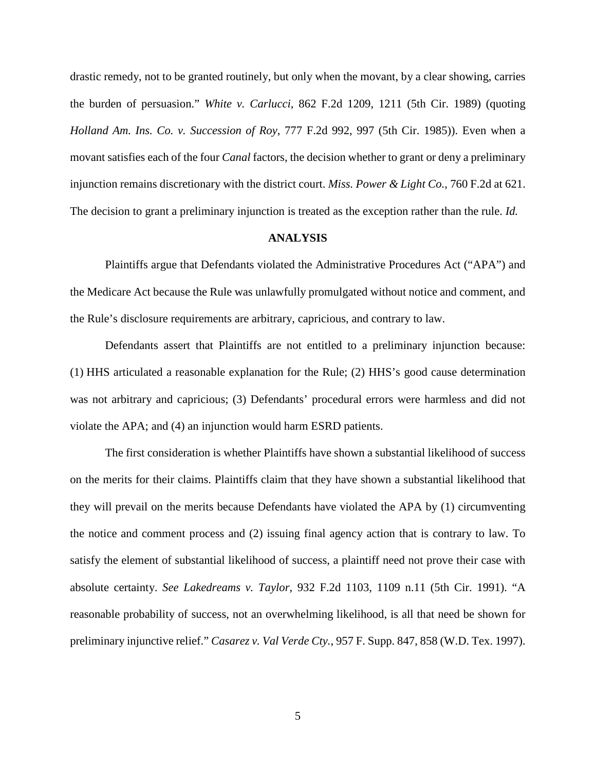drastic remedy, not to be granted routinely, but only when the movant, by a clear showing, carries the burden of persuasion." *White v. Carlucci*, 862 F.2d 1209, 1211 (5th Cir. 1989) (quoting *Holland Am. Ins. Co. v. Succession of Roy*, 777 F.2d 992, 997 (5th Cir. 1985)). Even when a movant satisfies each of the four *Canal* factors, the decision whether to grant or deny a preliminary injunction remains discretionary with the district court. *Miss. Power & Light Co.*, 760 F.2d at 621. The decision to grant a preliminary injunction is treated as the exception rather than the rule. *Id.*

## ANALYSIS

Plaintiffs argue that Defendants violated the Administrative Procedures Act ("APA") and the Medicare Act because the Rule was unlawfully promulgated without notice and comment, and the Rule's disclosure requirements are arbitrary, capricious, and contrary to law.

Defendants assert that Plaintiffs are not entitled to a preliminary injunction because: (1) HHS articulated a reasonable explanation for the Rule; (2) HHS's good cause determination was not arbitrary and capricious; (3) Defendants' procedural errors were harmless and did not violate the APA; and (4) an injunction would harm ESRD patients.

The first consideration is whether Plaintiffs have shown a substantial likelihood of success on the merits for their claims. Plaintiffs claim that they have shown a substantial likelihood that they will prevail on the merits because Defendants have violated the APA by (1) circumventing the notice and comment process and (2) issuing final agency action that is contrary to law. To satisfy the element of substantial likelihood of success, a plaintiff need not prove their case with absolute certainty. *See Lakedreams v. Taylor*, 932 F.2d 1103, 1109 n.11 (5th Cir. 1991). "A reasonable probability of success, not an overwhelming likelihood, is all that need be shown for preliminary injunctive relief." *Casarez v. Val Verde Cty.*, 957 F. Supp. 847, 858 (W.D. Tex. 1997).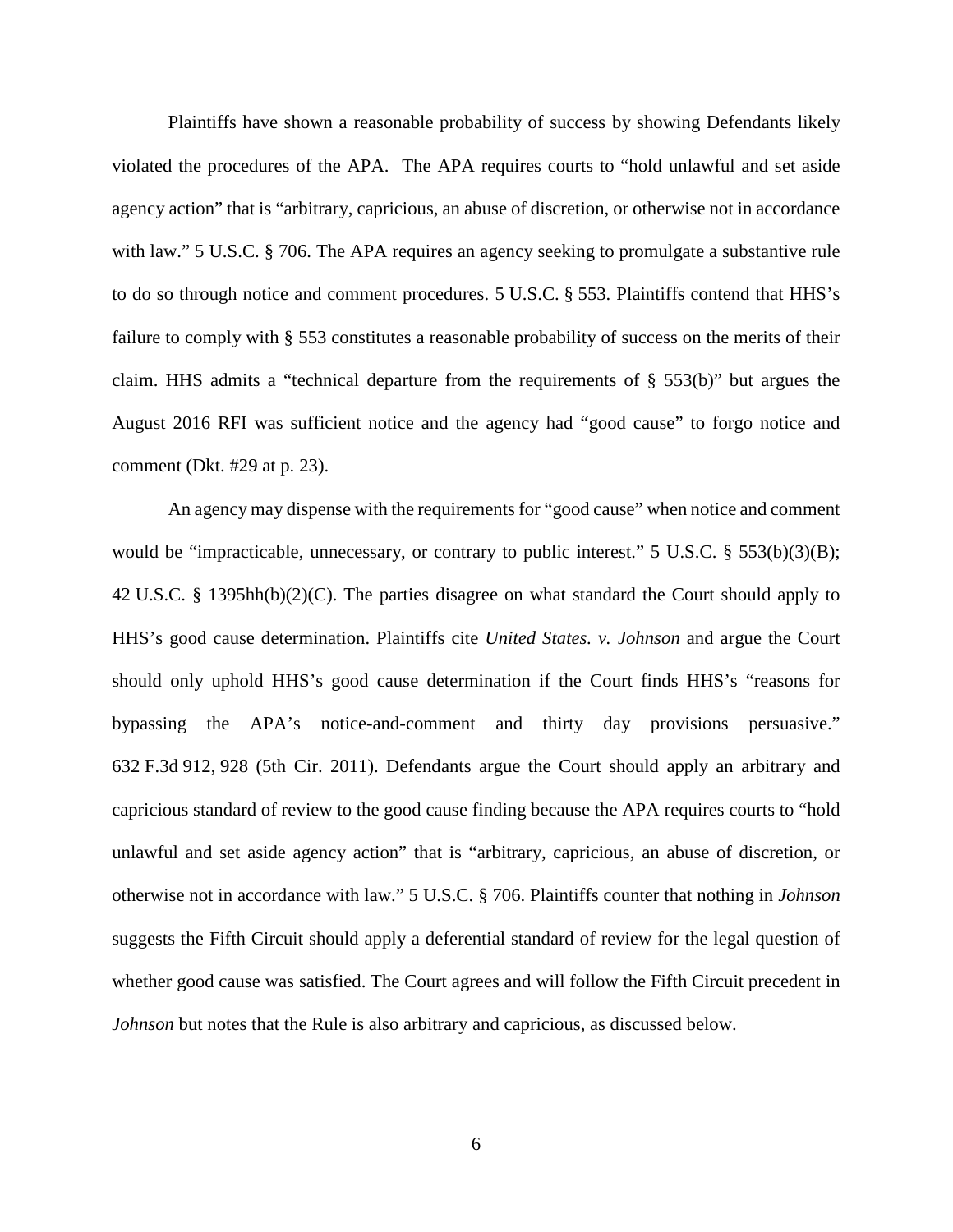Plaintiffs have shown a reasonable probability of success by showing Defendants likely violated the procedures of the APA. The APA requires courts to "hold unlawful and set aside agency action" that is "arbitrary, capricious, an abuse of discretion, or otherwise not in accordance with law." 5 U.S.C. § 706. The APA requires an agency seeking to promulgate a substantive rule to do so through notice and comment procedures. 5 U.S.C. § 553. Plaintiffs contend that HHS's failure to comply with § 553 constitutes a reasonable probability of success on the merits of their claim. HHS admits a "technical departure from the requirements of § 553(b)" but argues the August 2016 RFI was sufficient notice and the agency had "good cause" to forgo notice and comment (Dkt. #29 at p. 23).

An agency may dispense with the requirements for "good cause" when notice and comment would be "impracticable, unnecessary, or contrary to public interest." 5 U.S.C. § 553(b)(3)(B); 42 U.S.C. § 1395hh(b)(2)(C). The parties disagree on what standard the Court should apply to HHS's good cause determination. Plaintiffs cite *United States. v. Johnson* and argue the Court should only uphold HHS's good cause determination if the Court finds HHS's "reasons for bypassing the APA's notice-and-comment and thirty day provisions persuasive." 632 F.3d 912, 928 (5th Cir. 2011). Defendants argue the Court should apply an arbitrary and capricious standard of review to the good cause finding because the APA requires courts to "hold unlawful and set aside agency action" that is "arbitrary, capricious, an abuse of discretion, or otherwise not in accordance with law." 5 U.S.C. § 706. Plaintiffs counter that nothing in *Johnson* suggests the Fifth Circuit should apply a deferential standard of review for the legal question of whether good cause was satisfied. The Court agrees and will follow the Fifth Circuit precedent in *Johnson* but notes that the Rule is also arbitrary and capricious, as discussed below.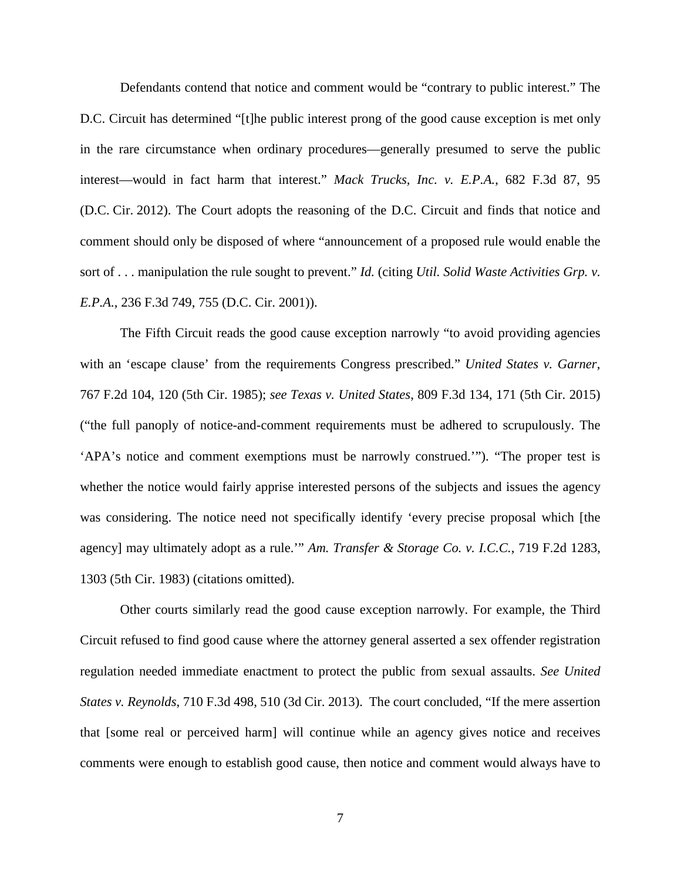Defendants contend that notice and comment would be "contrary to public interest." The D.C. Circuit has determined "[t]he public interest prong of the good cause exception is met only in the rare circumstance when ordinary procedures—generally presumed to serve the public interest—would in fact harm that interest." *Mack Trucks, Inc. v. E.P.A.*, 682 F.3d 87, 95 (D.C. Cir. 2012). The Court adopts the reasoning of the D.C. Circuit and finds that notice and comment should only be disposed of where "announcement of a proposed rule would enable the sort of . . . manipulation the rule sought to prevent." *Id.* (citing *Util. Solid Waste Activities Grp. v. E.P.A.*, 236 F.3d 749, 755 (D.C. Cir. 2001)).

The Fifth Circuit reads the good cause exception narrowly "to avoid providing agencies with an 'escape clause' from the requirements Congress prescribed." *United States v. Garner*, 767 F.2d 104, 120 (5th Cir. 1985); *see Texas v. United States*, 809 F.3d 134, 171 (5th Cir. 2015) ("the full panoply of notice-and-comment requirements must be adhered to scrupulously. The 'APA's notice and comment exemptions must be narrowly construed.'"). "The proper test is whether the notice would fairly apprise interested persons of the subjects and issues the agency was considering. The notice need not specifically identify 'every precise proposal which [the agency] may ultimately adopt as a rule.'" *Am. Transfer & Storage Co. v. I.C.C.*, 719 F.2d 1283, 1303 (5th Cir. 1983) (citations omitted).

Other courts similarly read the good cause exception narrowly. For example, the Third Circuit refused to find good cause where the attorney general asserted a sex offender registration regulation needed immediate enactment to protect the public from sexual assaults. *See United States v. Reynolds*, 710 F.3d 498, 510 (3d Cir. 2013). The court concluded, "If the mere assertion that [some real or perceived harm] will continue while an agency gives notice and receives comments were enough to establish good cause, then notice and comment would always have to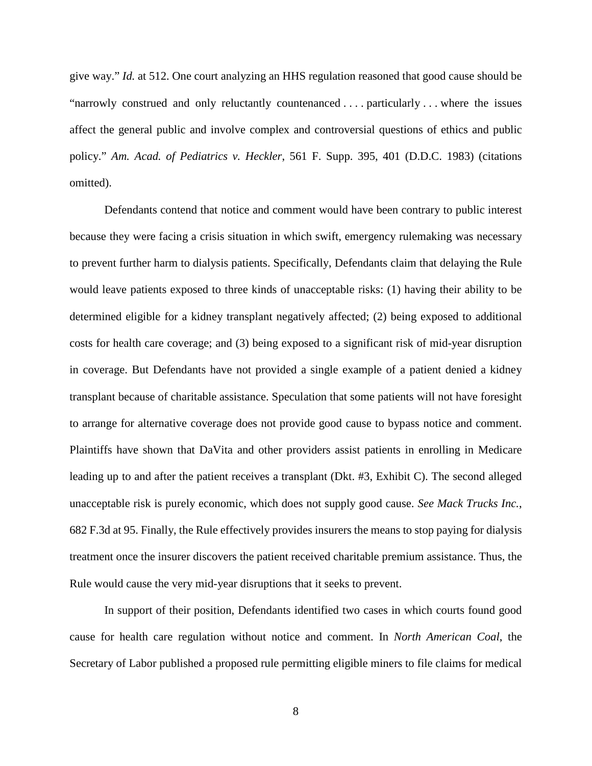give way." *Id.* at 512. One court analyzing an HHS regulation reasoned that good cause should be "narrowly construed and only reluctantly countenanced . . . . particularly . . . where the issues affect the general public and involve complex and controversial questions of ethics and public policy." *Am. Acad. of Pediatrics v. Heckler*, 561 F. Supp. 395, 401 (D.D.C. 1983) (citations omitted).

Defendants contend that notice and comment would have been contrary to public interest because they were facing a crisis situation in which swift, emergency rulemaking was necessary to prevent further harm to dialysis patients. Specifically, Defendants claim that delaying the Rule would leave patients exposed to three kinds of unacceptable risks: (1) having their ability to be determined eligible for a kidney transplant negatively affected; (2) being exposed to additional costs for health care coverage; and (3) being exposed to a significant risk of mid-year disruption in coverage. But Defendants have not provided a single example of a patient denied a kidney transplant because of charitable assistance. Speculation that some patients will not have foresight to arrange for alternative coverage does not provide good cause to bypass notice and comment. Plaintiffs have shown that DaVita and other providers assist patients in enrolling in Medicare leading up to and after the patient receives a transplant (Dkt. #3, Exhibit C). The second alleged unacceptable risk is purely economic, which does not supply good cause. *See Mack Trucks Inc.*, 682 F.3d at 95. Finally, the Rule effectively provides insurers the means to stop paying for dialysis treatment once the insurer discovers the patient received charitable premium assistance. Thus, the Rule would cause the very mid-year disruptions that it seeks to prevent.

In support of their position, Defendants identified two cases in which courts found good cause for health care regulation without notice and comment. In *North American Coal*, the Secretary of Labor published a proposed rule permitting eligible miners to file claims for medical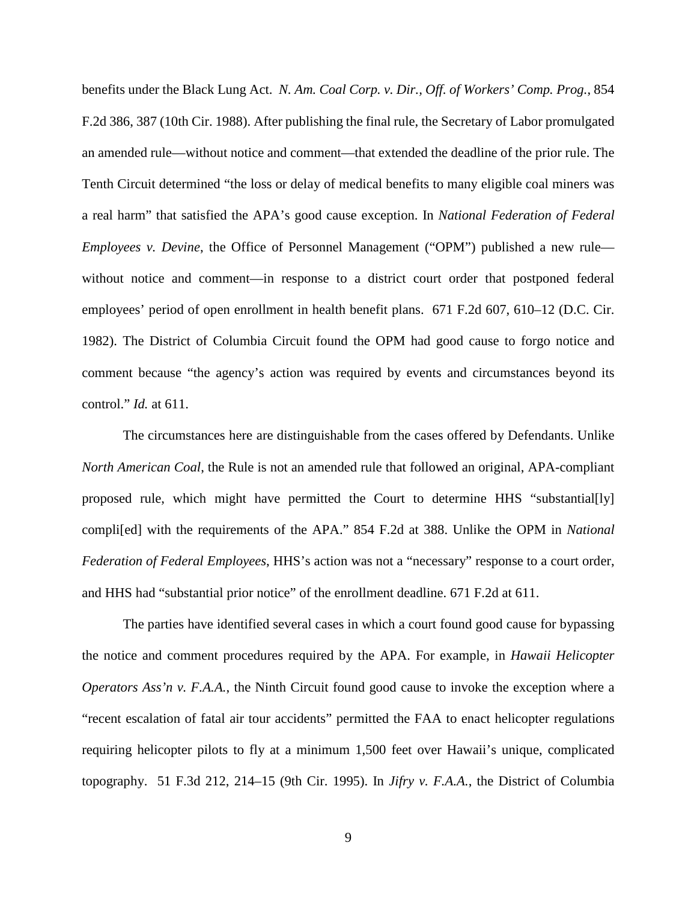benefits under the Black Lung Act. *N. Am. Coal Corp. v. Dir., Off. of Workers' Comp. Prog.*, 854 F.2d 386, 387 (10th Cir. 1988). After publishing the final rule, the Secretary of Labor promulgated an amended rule—without notice and comment—that extended the deadline of the prior rule. The Tenth Circuit determined "the loss or delay of medical benefits to many eligible coal miners was a real harm" that satisfied the APA's good cause exception. In *National Federation of Federal Employees v. Devine*, the Office of Personnel Management ("OPM") published a new rule—without notice and comment—in response to a district court order that postponed federal employees' period of open enrollment in health benefit plans. 671 F.2d 607, 610–12 (D.C. Cir. 1982). The District of Columbia Circuit found the OPM had good cause to forgo notice and comment because "the agency's action was required by events and circumstances beyond its control." *Id.* at 611.

The circumstances here are distinguishable from the cases offered by Defendants. Unlike *North American Coal*, the Rule is not an amended rule that followed an original, APA-compliant proposed rule, which might have permitted the Court to determine HHS "substantial[ly] compli[ed] with the requirements of the APA." 854 F.2d at 388. Unlike the OPM in *National Federation of Federal Employees*, HHS's action was not a "necessary" response to a court order, and HHS had "substantial prior notice" of the enrollment deadline. 671 F.2d at 611.

The parties have identified several cases in which a court found good cause for bypassing the notice and comment procedures required by the APA. For example, in *Hawaii Helicopter Operators Ass'n v. F.A.A.*, the Ninth Circuit found good cause to invoke the exception where a "recent escalation of fatal air tour accidents" permitted the FAA to enact helicopter regulations requiring helicopter pilots to fly at a minimum 1,500 feet over Hawaii's unique, complicated topography. 51 F.3d 212, 214–15 (9th Cir. 1995). In *Jifry v. F.A.A.*, the District of Columbia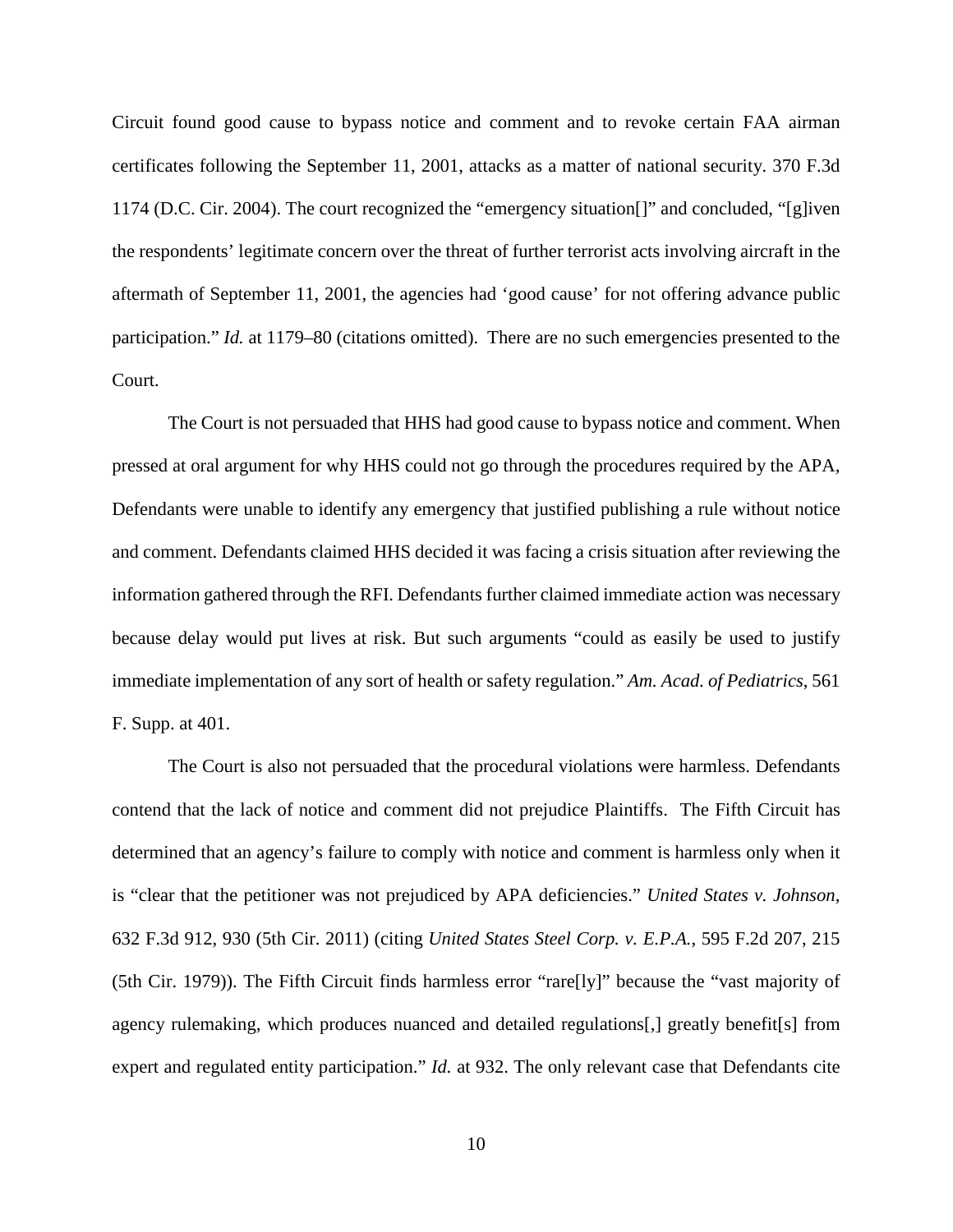Circuit found good cause to bypass notice and comment and to revoke certain FAA airman certificates following the September 11, 2001, attacks as a matter of national security. 370 F.3d 1174 (D.C. Cir. 2004). The court recognized the "emergency situation[]" and concluded, "[g]iven the respondents' legitimate concern over the threat of further terrorist acts involving aircraft in the aftermath of September 11, 2001, the agencies had 'good cause' for not offering advance public participation." *Id.* at 1179–80 (citations omitted). There are no such emergencies presented to the Court.

The Court is not persuaded that HHS had good cause to bypass notice and comment. When pressed at oral argument for why HHS could not go through the procedures required by the APA, Defendants were unable to identify any emergency that justified publishing a rule without notice and comment. Defendants claimed HHS decided it was facing a crisis situation after reviewing the information gathered through the RFI. Defendants further claimed immediate action was necessary because delay would put lives at risk. But such arguments "could as easily be used to justify immediate implementation of any sort of health or safety regulation." *Am. Acad. of Pediatrics*, 561 F. Supp. at 401.

The Court is also not persuaded that the procedural violations were harmless. Defendants contend that the lack of notice and comment did not prejudice Plaintiffs. The Fifth Circuit has determined that an agency's failure to comply with notice and comment is harmless only when it is "clear that the petitioner was not prejudiced by APA deficiencies." *United States v. Johnson*, 632 F.3d 912, 930 (5th Cir. 2011) (citing *United States Steel Corp. v. E.P.A.*, 595 F.2d 207, 215 (5th Cir. 1979)). The Fifth Circuit finds harmless error "rare[ly]" because the "vast majority of agency rulemaking, which produces nuanced and detailed regulations[,] greatly benefit[s] from expert and regulated entity participation." *Id.* at 932. The only relevant case that Defendants cite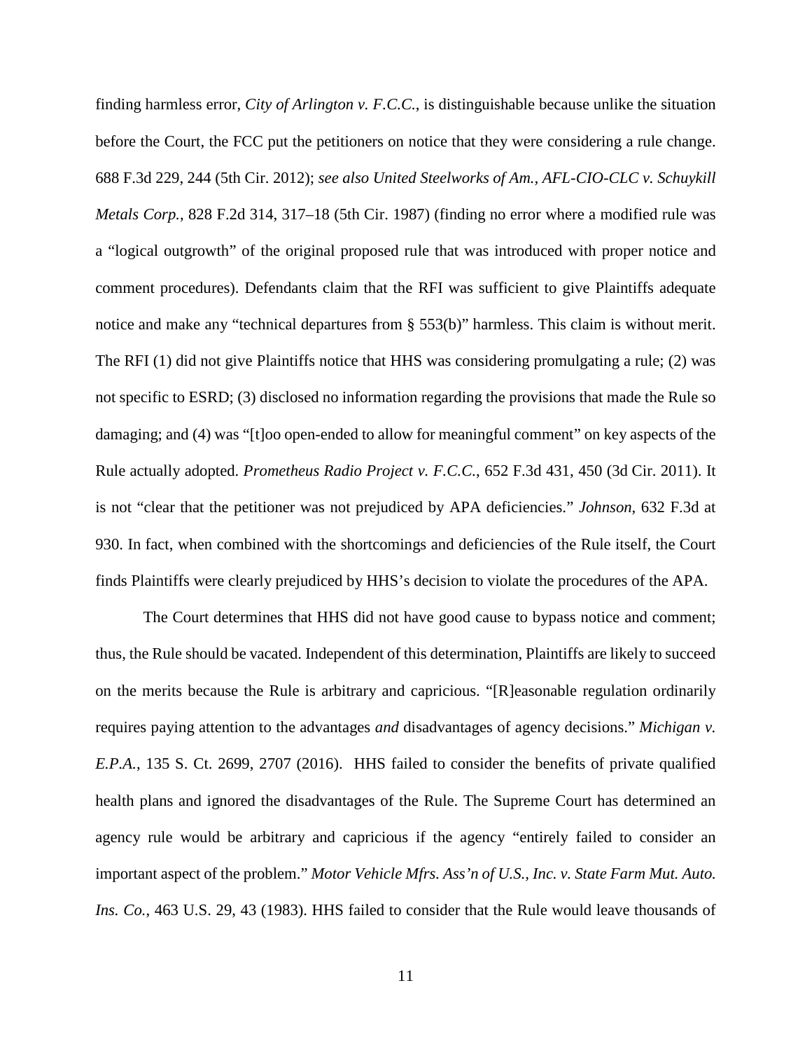finding harmless error, *City of Arlington v. F.C.C.*, is distinguishable because unlike the situation before the Court, the FCC put the petitioners on notice that they were considering a rule change. 688 F.3d 229, 244 (5th Cir. 2012); *see also United Steelworks of Am., AFL-CIO-CLC v. Schuykill Metals Corp.*, 828 F.2d 314, 317–18 (5th Cir. 1987) (finding no error where a modified rule was a "logical outgrowth" of the original proposed rule that was introduced with proper notice and comment procedures). Defendants claim that the RFI was sufficient to give Plaintiffs adequate notice and make any "technical departures from § 553(b)" harmless. This claim is without merit. The RFI (1) did not give Plaintiffs notice that HHS was considering promulgating a rule; (2) was not specific to ESRD; (3) disclosed no information regarding the provisions that made the Rule so damaging; and (4) was "[t]oo open-ended to allow for meaningful comment" on key aspects of the Rule actually adopted. *Prometheus Radio Project v. F.C.C.*, 652 F.3d 431, 450 (3d Cir. 2011). It is not "clear that the petitioner was not prejudiced by APA deficiencies." *Johnson*, 632 F.3d at 930. In fact, when combined with the shortcomings and deficiencies of the Rule itself, the Court finds Plaintiffs were clearly prejudiced by HHS's decision to violate the procedures of the APA.

The Court determines that HHS did not have good cause to bypass notice and comment; thus, the Rule should be vacated. Independent of this determination, Plaintiffs are likely to succeed on the merits because the Rule is arbitrary and capricious. "[R]easonable regulation ordinarily requires paying attention to the advantages *and* disadvantages of agency decisions." *Michigan v. E.P.A.*, 135 S. Ct. 2699, 2707 (2016). HHS failed to consider the benefits of private qualified health plans and ignored the disadvantages of the Rule. The Supreme Court has determined an agency rule would be arbitrary and capricious if the agency "entirely failed to consider an important aspect of the problem." *Motor Vehicle Mfrs. Ass'n of U.S., Inc. v. State Farm Mut. Auto. Ins. Co.*, 463 U.S. 29, 43 (1983). HHS failed to consider that the Rule would leave thousands of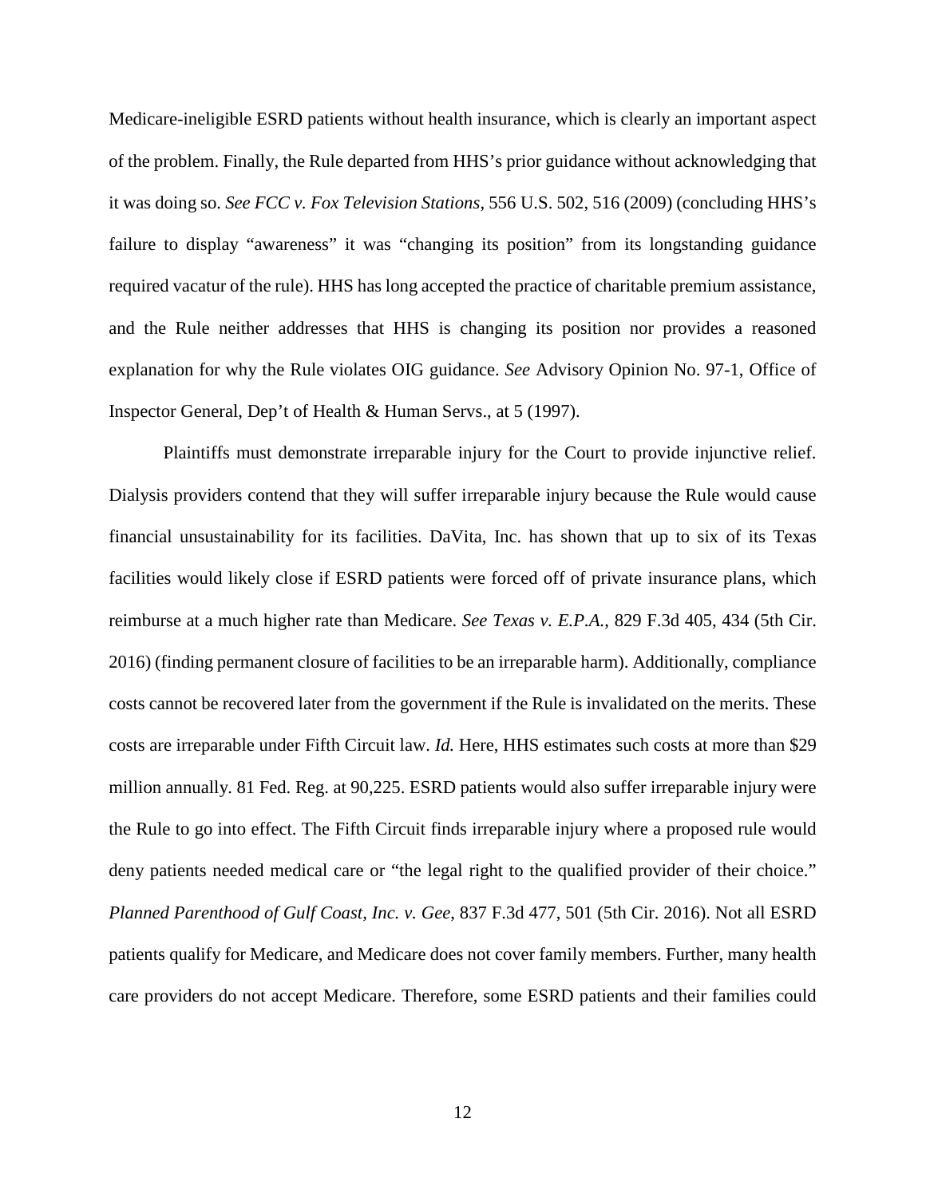Medicare-ineligible ESRD patients without health insurance, which is clearly an important aspect of the problem. Finally, the Rule departed from HHS's prior guidance without acknowledging that it was doing so. *See FCC v. Fox Television Stations*, 556 U.S. 502, 516 (2009) (concluding HHS's failure to display "awareness" it was "changing its position" from its longstanding guidance required vacatur of the rule). HHS has long accepted the practice of charitable premium assistance, and the Rule neither addresses that HHS is changing its position nor provides a reasoned explanation for why the Rule violates OIG guidance. *See* Advisory Opinion No. 97-1, Office of Inspector General, Dep't of Health & Human Servs., at 5 (1997).

Plaintiffs must demonstrate irreparable injury for the Court to provide injunctive relief. Dialysis providers contend that they will suffer irreparable injury because the Rule would cause financial unsustainability for its facilities. DaVita, Inc. has shown that up to six of its Texas facilities would likely close if ESRD patients were forced off of private insurance plans, which reimburse at a much higher rate than Medicare. *See Texas v. E.P.A.*, 829 F.3d 405, 434 (5th Cir. 2016) (finding permanent closure of facilities to be an irreparable harm). Additionally, compliance costs cannot be recovered later from the government if the Rule is invalidated on the merits. These costs are irreparable under Fifth Circuit law. *Id.* Here, HHS estimates such costs at more than $29 million annually. 81 Fed. Reg. at 90,225. ESRD patients would also suffer irreparable injury were the Rule to go into effect. The Fifth Circuit finds irreparable injury where a proposed rule would deny patients needed medical care or "the legal right to the qualified provider of their choice." *Planned Parenthood of Gulf Coast, Inc. v. Gee*, 837 F.3d 477, 501 (5th Cir. 2016). Not all ESRD patients qualify for Medicare, and Medicare does not cover family members. Further, many health care providers do not accept Medicare. Therefore, some ESRD patients and their families could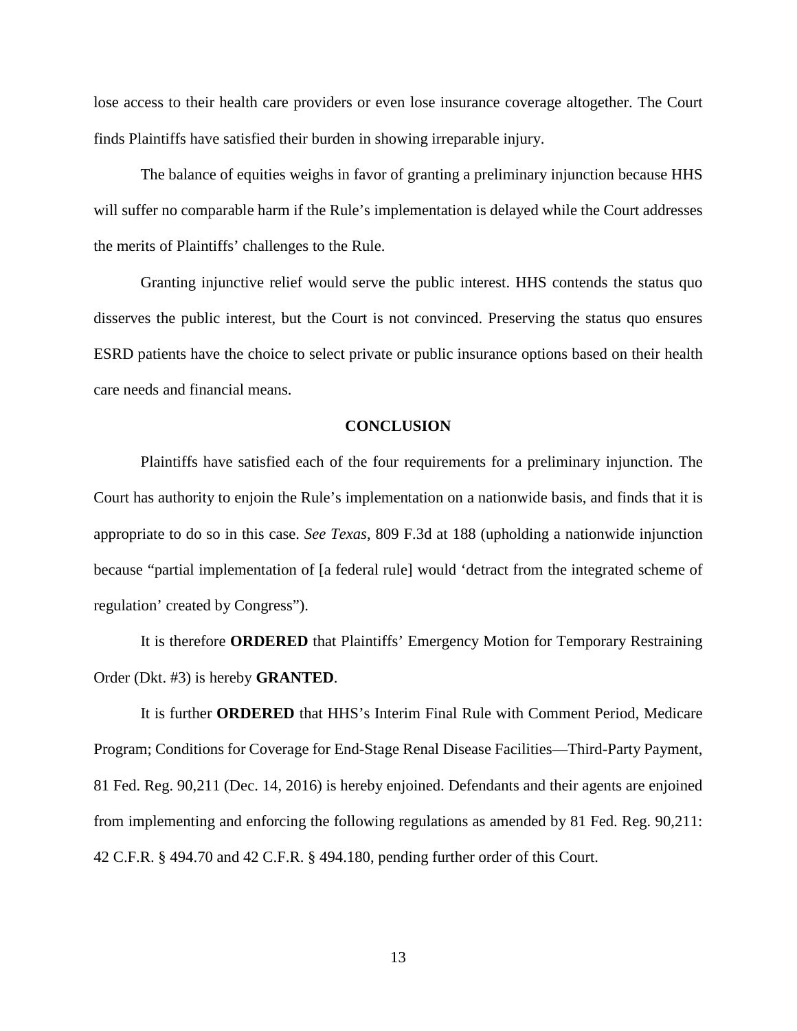lose access to their health care providers or even lose insurance coverage altogether. The Court finds Plaintiffs have satisfied their burden in showing irreparable injury.

The balance of equities weighs in favor of granting a preliminary injunction because HHS will suffer no comparable harm if the Rule's implementation is delayed while the Court addresses the merits of Plaintiffs' challenges to the Rule.

Granting injunctive relief would serve the public interest. HHS contends the status quo disserves the public interest, but the Court is not convinced. Preserving the status quo ensures ESRD patients have the choice to select private or public insurance options based on their health care needs and financial means.

## CONCLUSION

Plaintiffs have satisfied each of the four requirements for a preliminary injunction. The Court has authority to enjoin the Rule's implementation on a nationwide basis, and finds that it is appropriate to do so in this case. *See Texas*, 809 F.3d at 188 (upholding a nationwide injunction because "partial implementation of [a federal rule] would 'detract from the integrated scheme of regulation' created by Congress").

It is therefore **ORDERED** that Plaintiffs' Emergency Motion for Temporary Restraining Order (Dkt. #3) is hereby **GRANTED**.

It is further **ORDERED** that HHS's Interim Final Rule with Comment Period, Medicare Program; Conditions for Coverage for End-Stage Renal Disease Facilities—Third-Party Payment, 81 Fed. Reg. 90,211 (Dec. 14, 2016) is hereby enjoined. Defendants and their agents are enjoined from implementing and enforcing the following regulations as amended by 81 Fed. Reg. 90,211: 42 C.F.R. § 494.70 and 42 C.F.R. § 494.180, pending further order of this Court.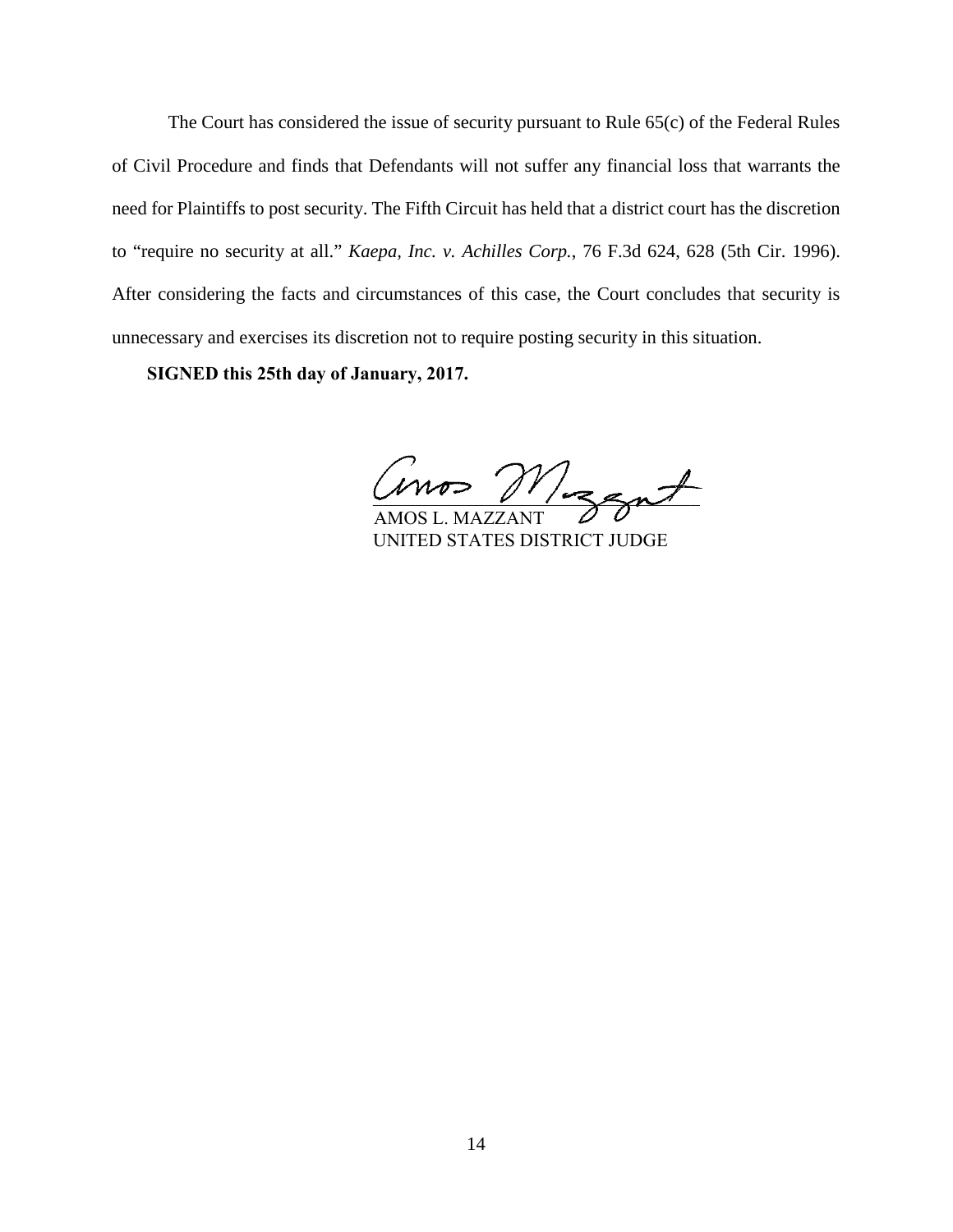The Court has considered the issue of security pursuant to Rule 65(c) of the Federal Rules of Civil Procedure and finds that Defendants will not suffer any financial loss that warrants the need for Plaintiffs to post security. The Fifth Circuit has held that a district court has the discretion to "require no security at all." *Kaepa, Inc. v. Achilles Corp.*, 76 F.3d 624, 628 (5th Cir. 1996). After considering the facts and circumstances of this case, the Court concludes that security is unnecessary and exercises its discretion not to require posting security in this situation.

**SIGNED this 25th day of January, 2017.**

AMOS L. MAZZANT
UNITED STATES DISTRICT JUDGE